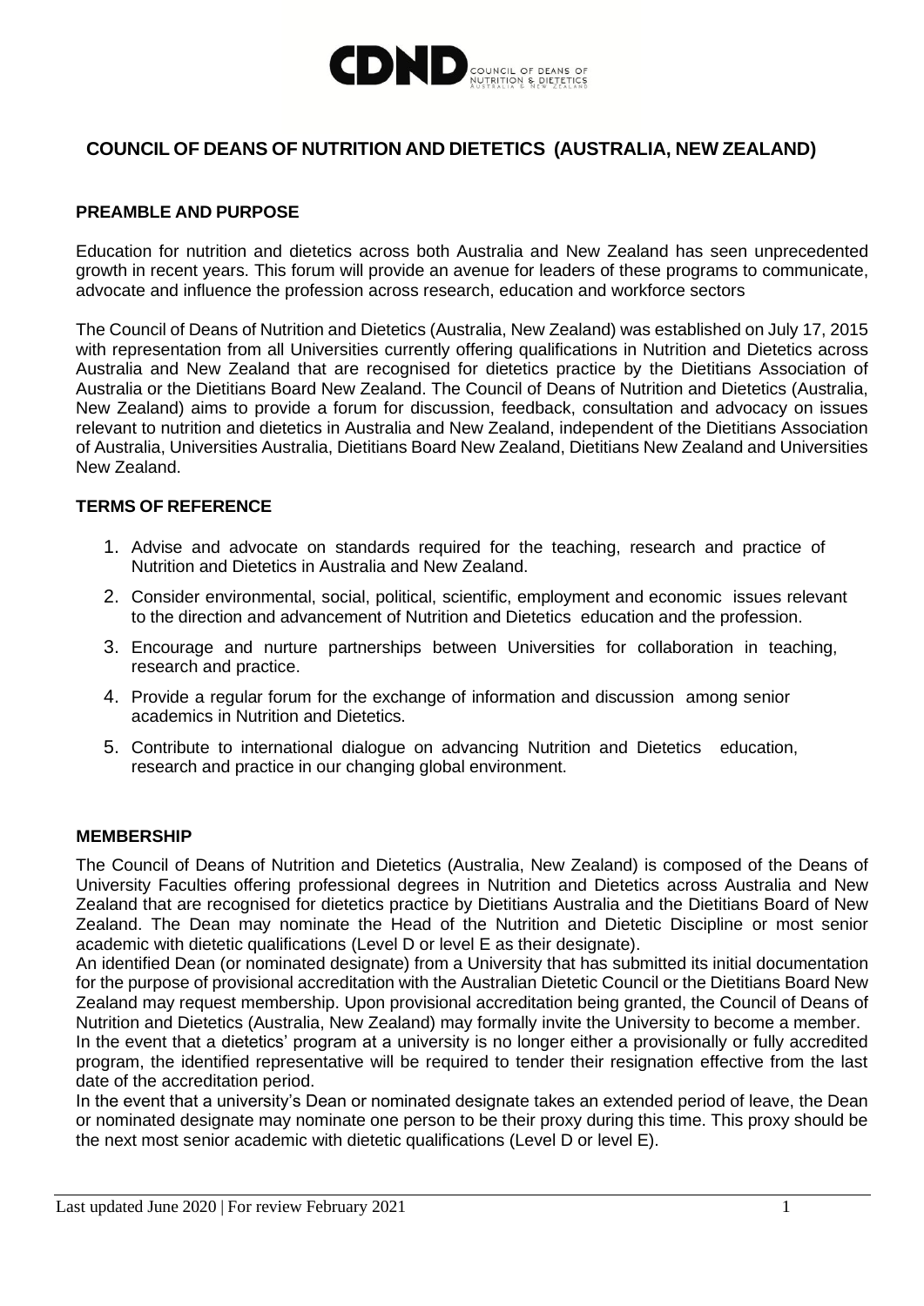# COUNCIL OF DEANS OF NUTRITION AND DIETETICS (AUSTRALIA, NEW ZEALAND)

## PREAMBLE AND PURPOSE

Education for nutrition and dietetics across both Australia and New Zealand has seen unprecedented growth in recent years. This forum will provide an avenue for leaders of these programs to communicate, advocate and influence the profession across research, education and workforce sectors

The Council of Deans of Nutrition and Dietetics (Australia, New Zealand) was established on July 17, 2015 with representation from all Universities currently offering qualifications in Nutrition and Dietetics across Australia and New Zealand that are recognised for dietetics practice by the Dietitians Association of Australia or the Dietitians Board New Zealand. The Council of Deans of Nutrition and Dietetics (Australia, New Zealand) aims to provide a forum for discussion, feedback, consultation and advocacy on issues relevant to nutrition and dietetics in Australia and New Zealand, independent of the Dietitians Association of Australia, Universities Australia, Dietitians Board New Zealand, Dietitians New Zealand and Universities New Zealand.

## TERMS OF REFERENCE

1. Advise and advocate on standards required for the teaching, research and practice of Nutrition and Dietetics in Australia and New Zealand.
2. Consider environmental, social, political, scientific, employment and economic issues relevant to the direction and advancement of Nutrition and Dietetics education and the profession.
3. Encourage and nurture partnerships between Universities for collaboration in teaching, research and practice.
4. Provide a regular forum for the exchange of information and discussion among senior academics in Nutrition and Dietetics.
5. Contribute to international dialogue on advancing Nutrition and Dietetics education, research and practice in our changing global environment.

## MEMBERSHIP

The Council of Deans of Nutrition and Dietetics (Australia, New Zealand) is composed of the Deans of University Faculties offering professional degrees in Nutrition and Dietetics across Australia and New Zealand that are recognised for dietetics practice by Dietitians Australia and the Dietitians Board of New Zealand. The Dean may nominate the Head of the Nutrition and Dietetic Discipline or most senior academic with dietetic qualifications (Level D or level E as their designate).

An identified Dean (or nominated designate) from a University that has submitted its initial documentation for the purpose of provisional accreditation with the Australian Dietetic Council or the Dietitians Board New Zealand may request membership. Upon provisional accreditation being granted, the Council of Deans of Nutrition and Dietetics (Australia, New Zealand) may formally invite the University to become a member.

In the event that a dietetics' program at a university is no longer either a provisionally or fully accredited program, the identified representative will be required to tender their resignation effective from the last date of the accreditation period.

In the event that a university's Dean or nominated designate takes an extended period of leave, the Dean or nominated designate may nominate one person to be their proxy during this time. This proxy should be the next most senior academic with dietetic qualifications (Level D or level E).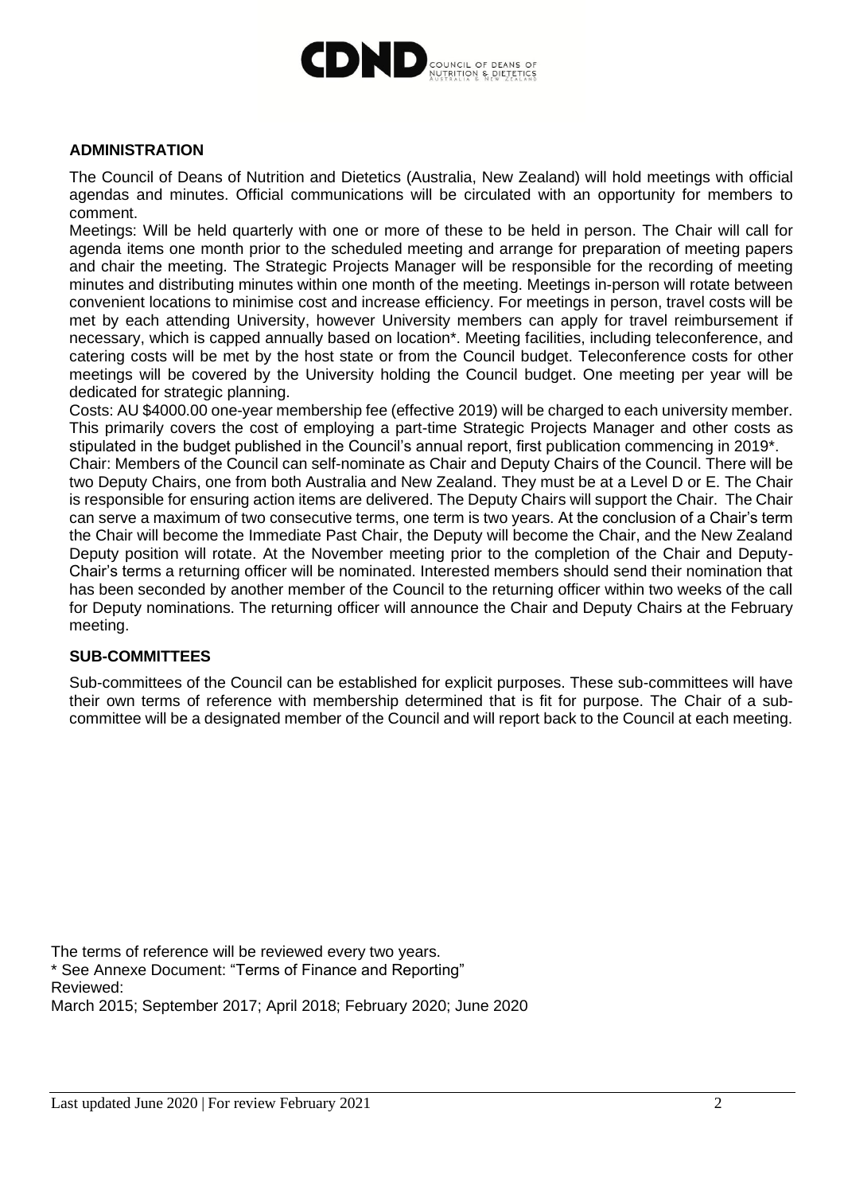## ADMINISTRATION

The Council of Deans of Nutrition and Dietetics (Australia, New Zealand) will hold meetings with official agendas and minutes. Official communications will be circulated with an opportunity for members to comment.

Meetings: Will be held quarterly with one or more of these to be held in person. The Chair will call for agenda items one month prior to the scheduled meeting and arrange for preparation of meeting papers and chair the meeting. The Strategic Projects Manager will be responsible for the recording of meeting minutes and distributing minutes within one month of the meeting. Meetings in-person will rotate between convenient locations to minimise cost and increase efficiency. For meetings in person, travel costs will be met by each attending University, however University members can apply for travel reimbursement if necessary, which is capped annually based on location*. Meeting facilities, including teleconference, and catering costs will be met by the host state or from the Council budget. Teleconference costs for other meetings will be covered by the University holding the Council budget. One meeting per year will be dedicated for strategic planning.

Costs: AU $4000.00 one-year membership fee (effective 2019) will be charged to each university member. This primarily covers the cost of employing a part-time Strategic Projects Manager and other costs as stipulated in the budget published in the Council's annual report, first publication commencing in 2019*.

Chair: Members of the Council can self-nominate as Chair and Deputy Chairs of the Council. There will be two Deputy Chairs, one from both Australia and New Zealand. They must be at a Level D or E. The Chair is responsible for ensuring action items are delivered. The Deputy Chairs will support the Chair. The Chair can serve a maximum of two consecutive terms, one term is two years. At the conclusion of a Chair's term the Chair will become the Immediate Past Chair, the Deputy will become the Chair, and the New Zealand Deputy position will rotate. At the November meeting prior to the completion of the Chair and Deputy-Chair's terms a returning officer will be nominated. Interested members should send their nomination that has been seconded by another member of the Council to the returning officer within two weeks of the call for Deputy nominations. The returning officer will announce the Chair and Deputy Chairs at the February meeting.

## SUB-COMMITTEES

Sub-committees of the Council can be established for explicit purposes. These sub-committees will have their own terms of reference with membership determined that is fit for purpose. The Chair of a sub-committee will be a designated member of the Council and will report back to the Council at each meeting.

The terms of reference will be reviewed every two years.

* See Annexe Document: "Terms of Finance and Reporting"

Reviewed:

March 2015; September 2017; April 2018; February 2020; June 2020

Last updated June 2020 | For review February 2021